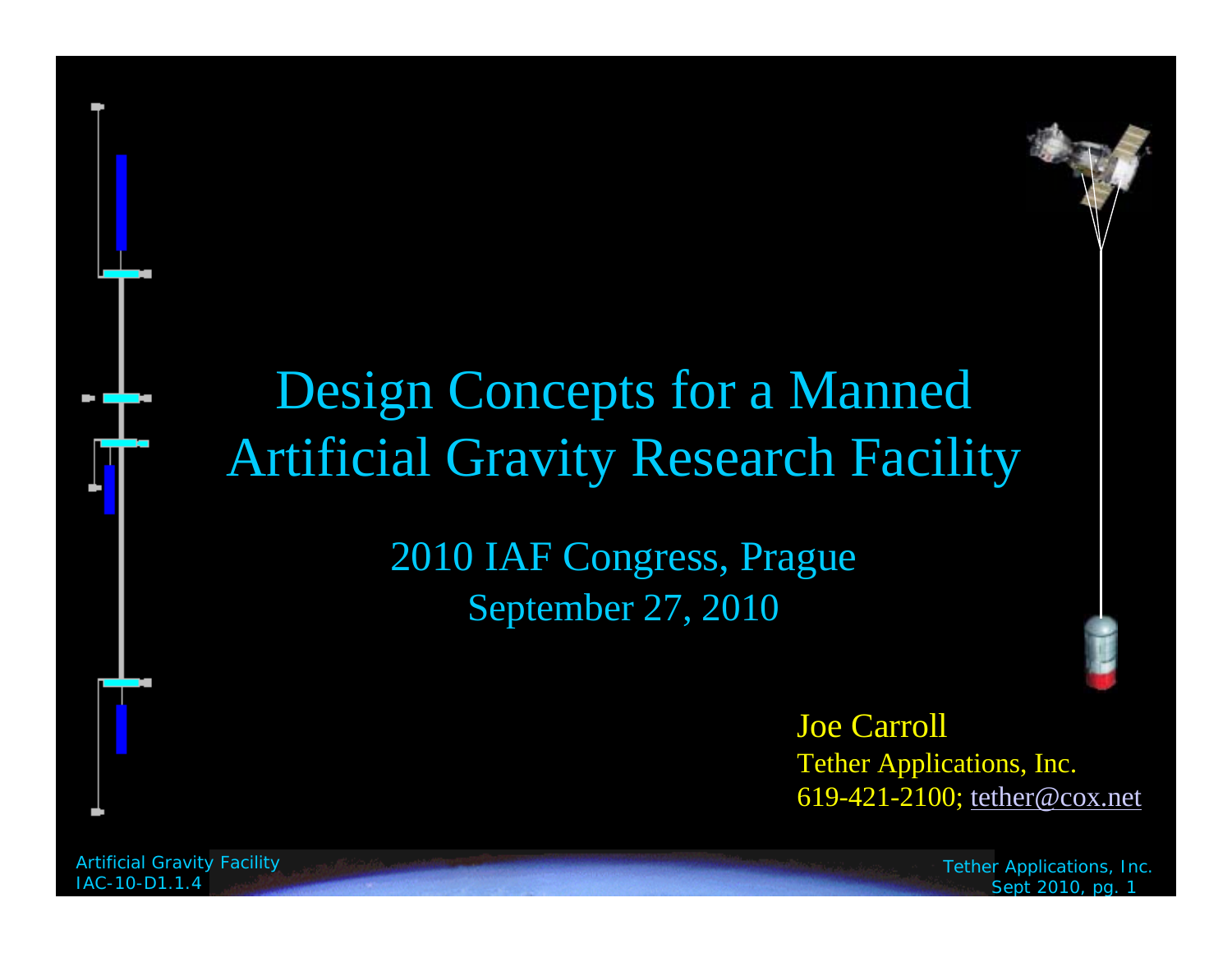# Design Concepts for a Manned Artificial Gravity Research Facility

2010 IAF Congress, Prague

September 27, 2010

Joe Carroll

Tether Applications, Inc.

619-421-2100; tether@cox.net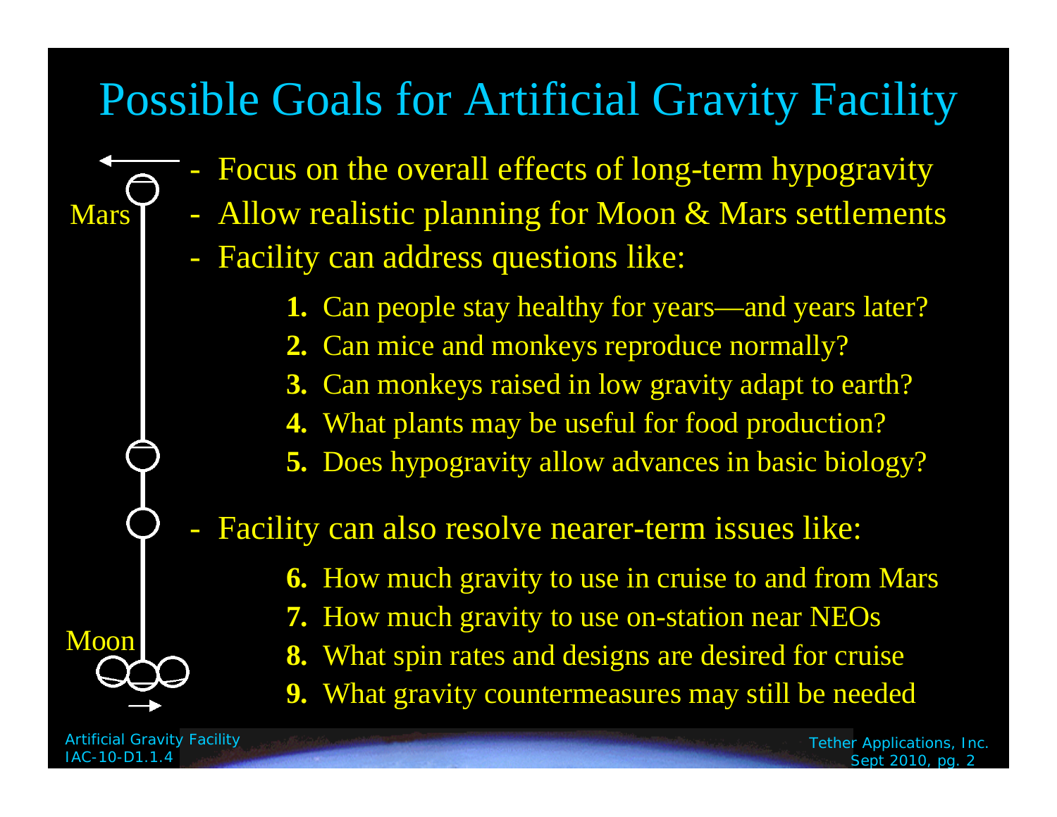# Possible Goals for Artificial Gravity Facility

- Focus on the overall effects of long-term hypogravity
- Allow realistic planning for Moon & Mars settlements
- Facility can address questions like:

  **1.** Can people stay healthy for years—and years later?
  **2.** Can mice and monkeys reproduce normally?
  **3.** Can monkeys raised in low gravity adapt to earth?
  **4.** What plants may be useful for food production?
  **5.** Does hypogravity allow advances in basic biology?

- Facility can also resolve nearer-term issues like:

  **6.** How much gravity to use in cruise to and from Mars
  **7.** How much gravity to use on-station near NEOs
  **8.** What spin rates and designs are desired for cruise
  **9.** What gravity countermeasures may still be needed

Mars

Moon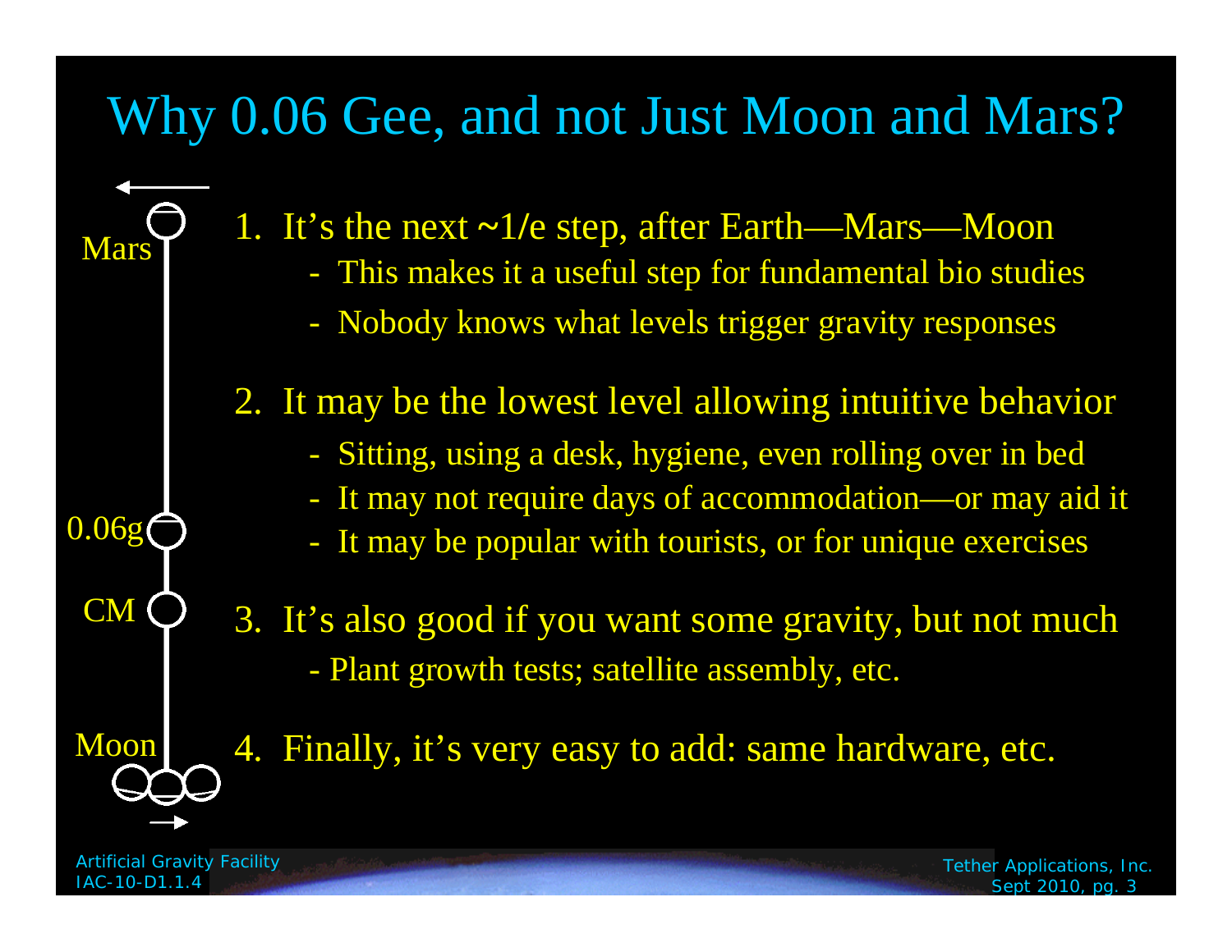# Why 0.06 Gee, and not Just Moon and Mars?

Mars

0.06g

CM

Moon

1. It's the next ~1/e step, after Earth—Mars—Moon
   - This makes it a useful step for fundamental bio studies
   - Nobody knows what levels trigger gravity responses
2. It may be the lowest level allowing intuitive behavior
   - Sitting, using a desk, hygiene, even rolling over in bed
   - It may not require days of accommodation—or may aid it
   - It may be popular with tourists, or for unique exercises
3. It's also good if you want some gravity, but not much
   - Plant growth tests; satellite assembly, etc.
4. Finally, it's very easy to add: same hardware, etc.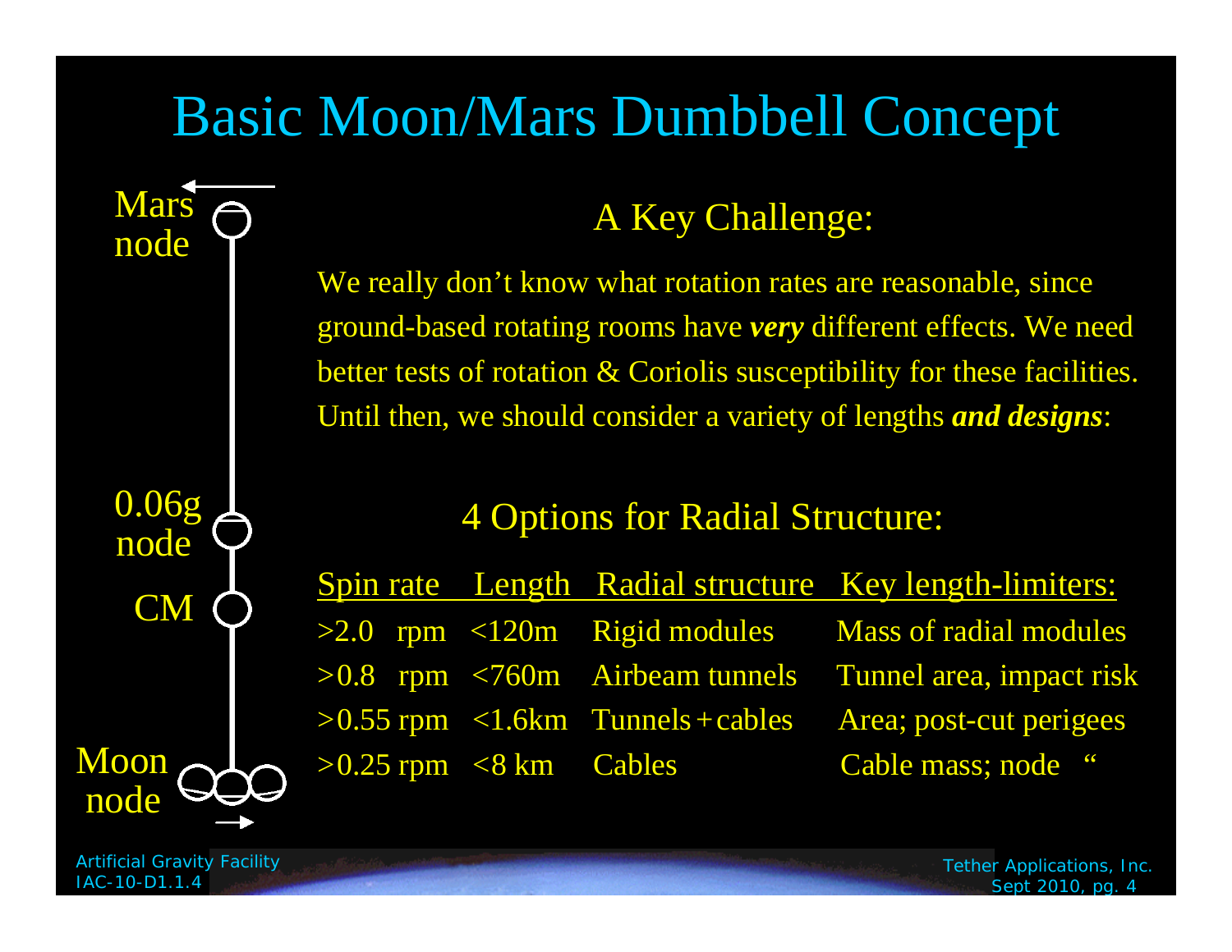# Basic Moon/Mars Dumbbell Concept

Mars node

0.06g node

CM

Moon node

## A Key Challenge:

We really don't know what rotation rates are reasonable, since ground-based rotating rooms have ***very*** different effects. We need better tests of rotation & Coriolis susceptibility for these facilities. Until then, we should consider a variety of lengths ***and designs***:

## 4 Options for Radial Structure:

| Spin rate | Length | Radial structure | Key length-limiters: |
|---|---|---|---|
| >2.0 rpm | <120m | Rigid modules | Mass of radial modules |
| >0.8 rpm | <760m | Airbeam tunnels | Tunnel area, impact risk |
| >0.55 rpm | <1.6km | Tunnels + cables | Area; post-cut perigees |
| >0.25 rpm | <8 km | Cables | Cable mass; node " |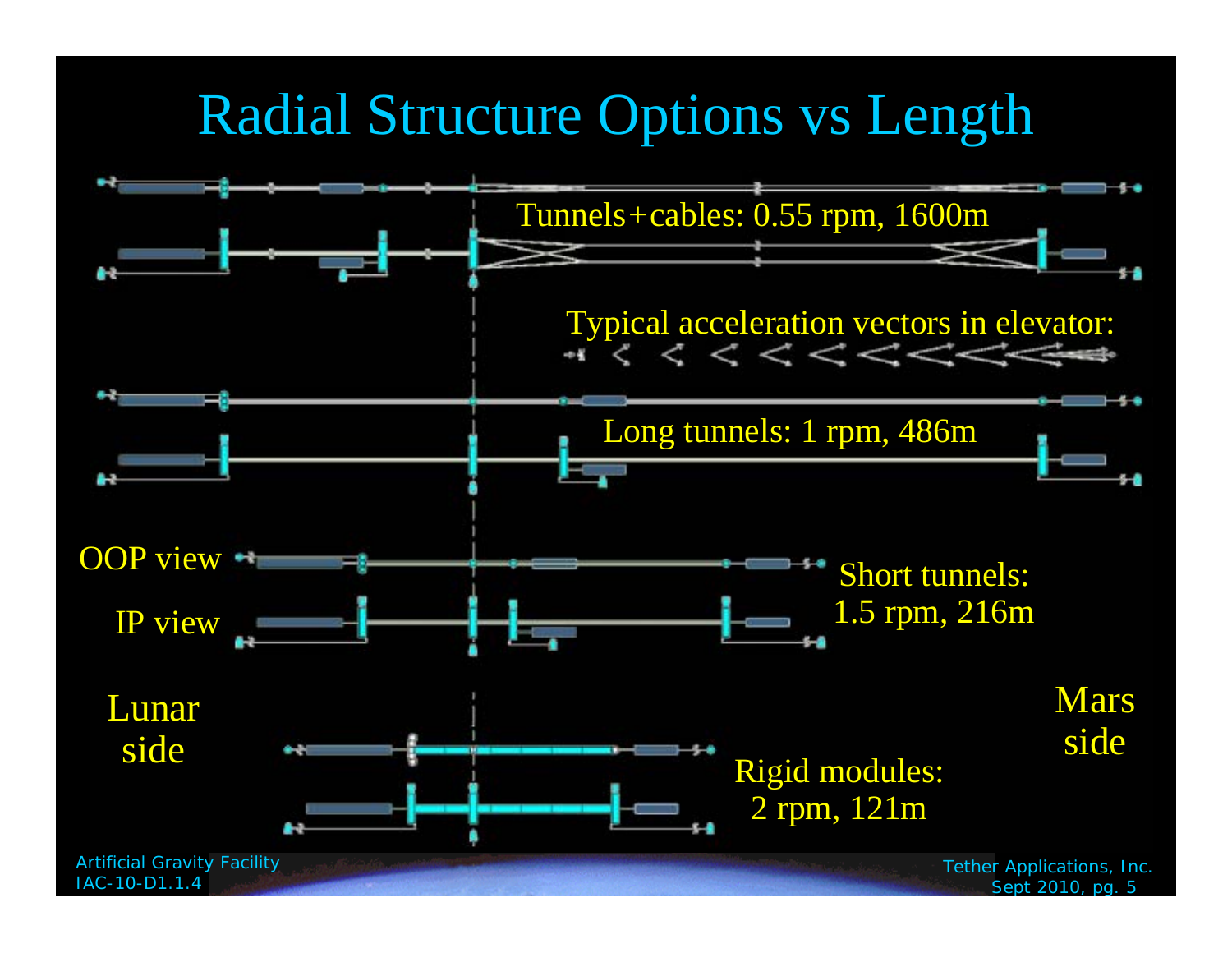# Radial Structure Options vs Length

Tunnels+cables: 0.55 rpm, 1600m

Typical acceleration vectors in elevator:

Long tunnels: 1 rpm, 486m

OOP view

IP view

Short tunnels: 1.5 rpm, 216m

Lunar side

Mars side

Rigid modules: 2 rpm, 121m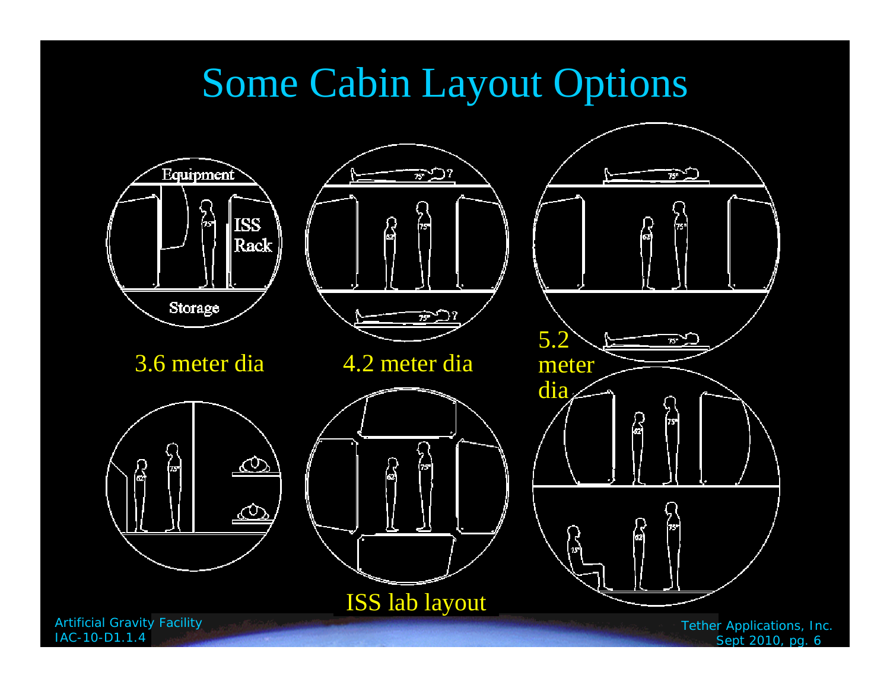# Some Cabin Layout Options

Equipment

ISS Rack

Storage

3.6 meter dia

4.2 meter dia

5.2 meter dia

ISS lab layout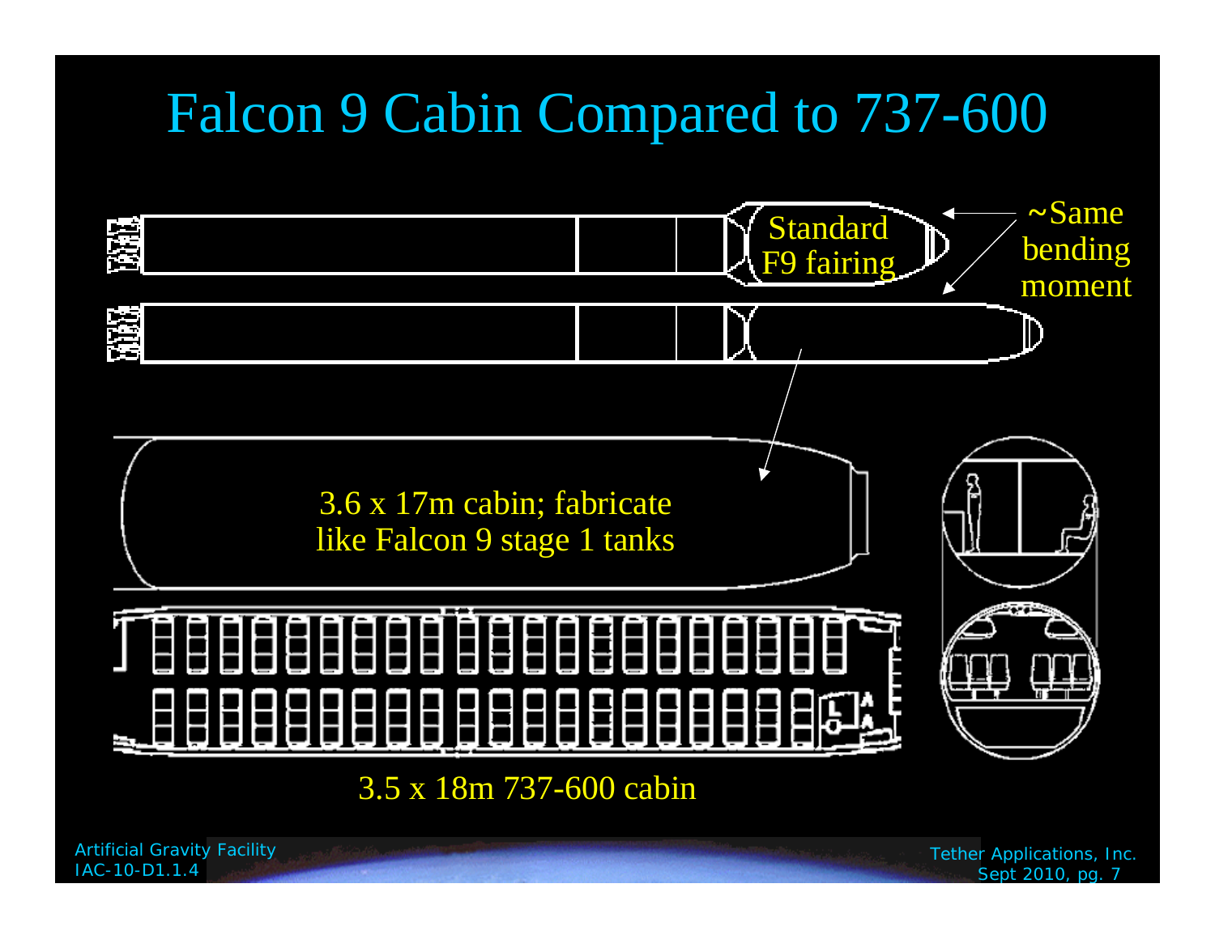# Falcon 9 Cabin Compared to 737-600

Standard F9 fairing

~Same bending moment

3.6 x 17m cabin; fabricate like Falcon 9 stage 1 tanks

3.5 x 18m 737-600 cabin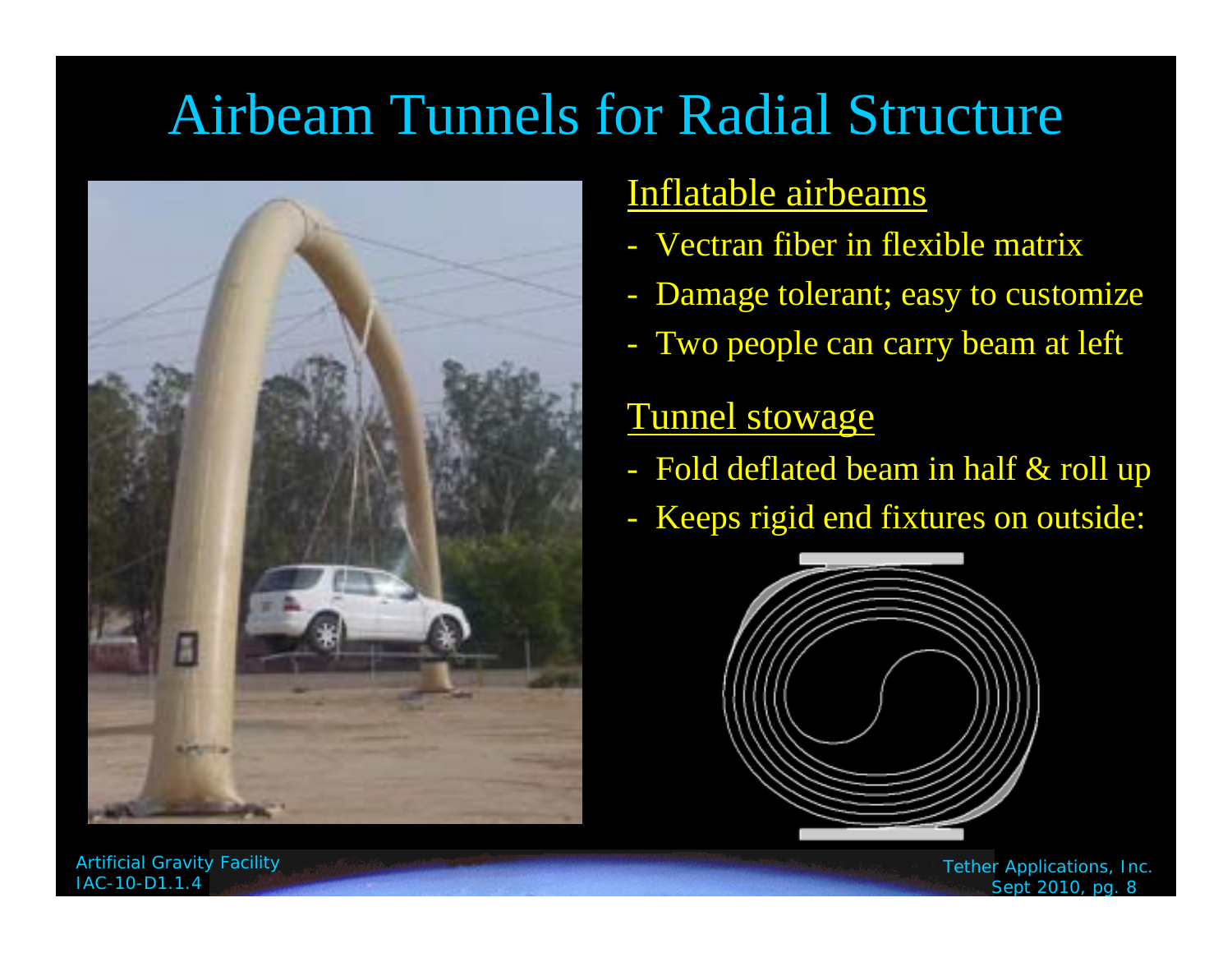# Airbeam Tunnels for Radial Structure

Inflatable airbeams

- Vectran fiber in flexible matrix
- Damage tolerant; easy to customize
- Two people can carry beam at left

Tunnel stowage

- Fold deflated beam in half & roll up
- Keeps rigid end fixtures on outside: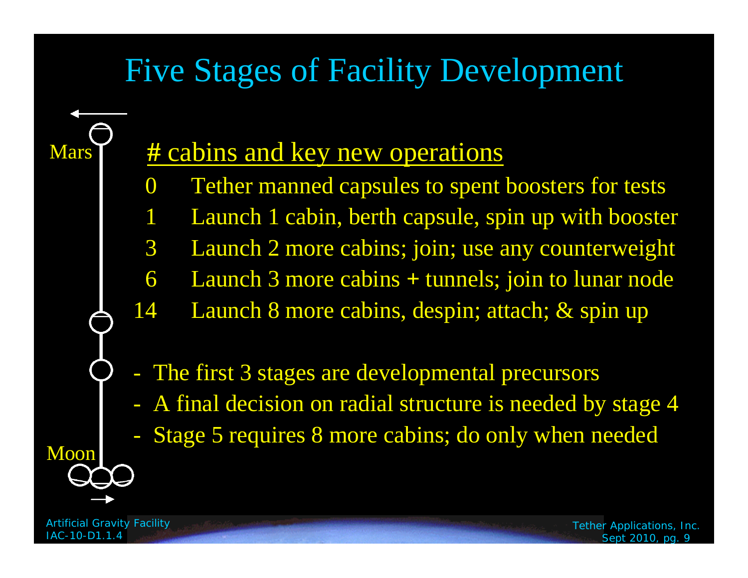# Five Stages of Facility Development

Mars

Moon

# cabins and key new operations

| # | Operations |
|---|---|
| 0 | Tether manned capsules to spent boosters for tests |
| 1 | Launch 1 cabin, berth capsule, spin up with booster |
| 3 | Launch 2 more cabins; join; use any counterweight |
| 6 | Launch 3 more cabins + tunnels; join to lunar node |
| 14 | Launch 8 more cabins, despin; attach; & spin up |

- The first 3 stages are developmental precursors
- A final decision on radial structure is needed by stage 4
- Stage 5 requires 8 more cabins; do only when needed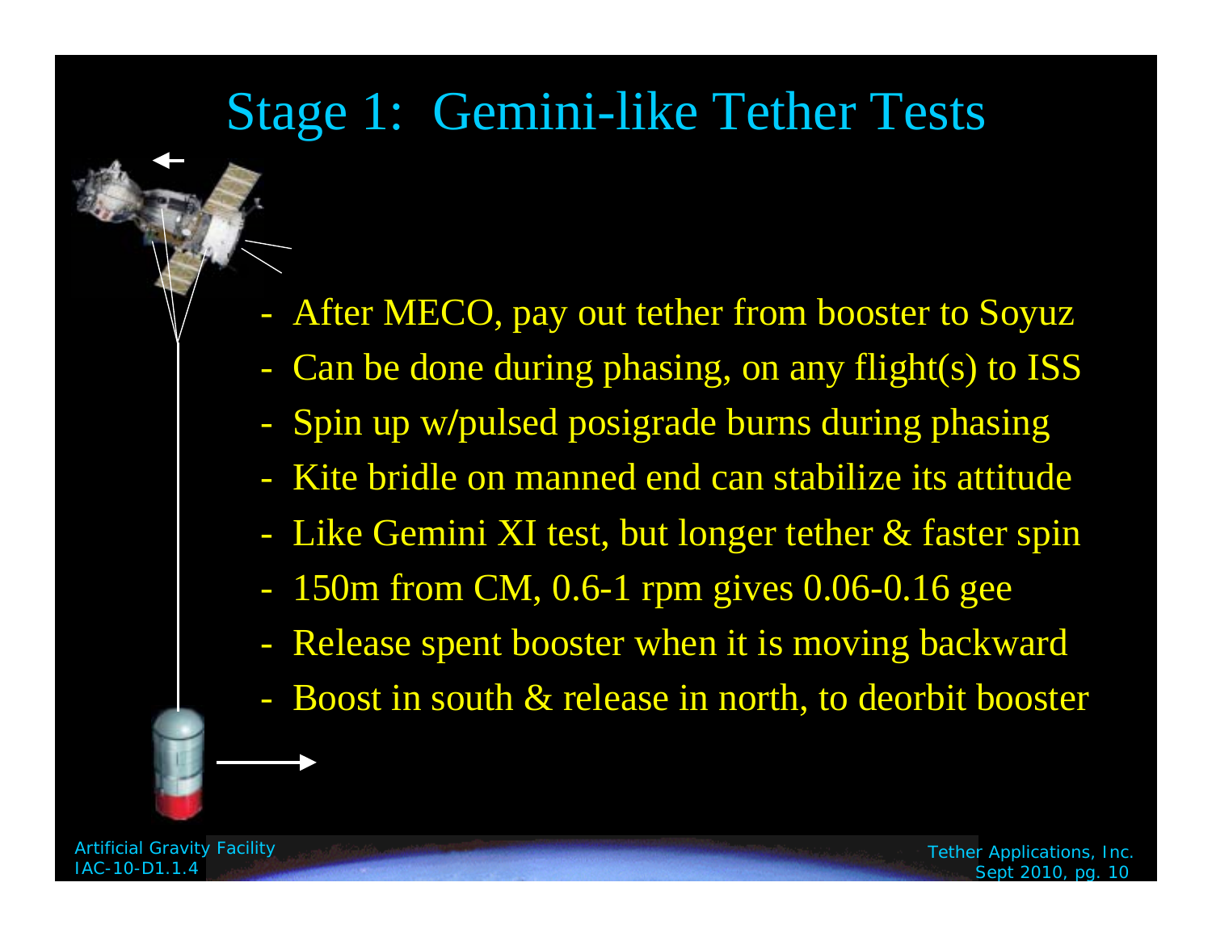# Stage 1: Gemini-like Tether Tests

- After MECO, pay out tether from booster to Soyuz
- Can be done during phasing, on any flight(s) to ISS
- Spin up w/pulsed posigrade burns during phasing
- Kite bridle on manned end can stabilize its attitude
- Like Gemini XI test, but longer tether & faster spin
- 150m from CM, 0.6-1 rpm gives 0.06-0.16 gee
- Release spent booster when it is moving backward
- Boost in south & release in north, to deorbit booster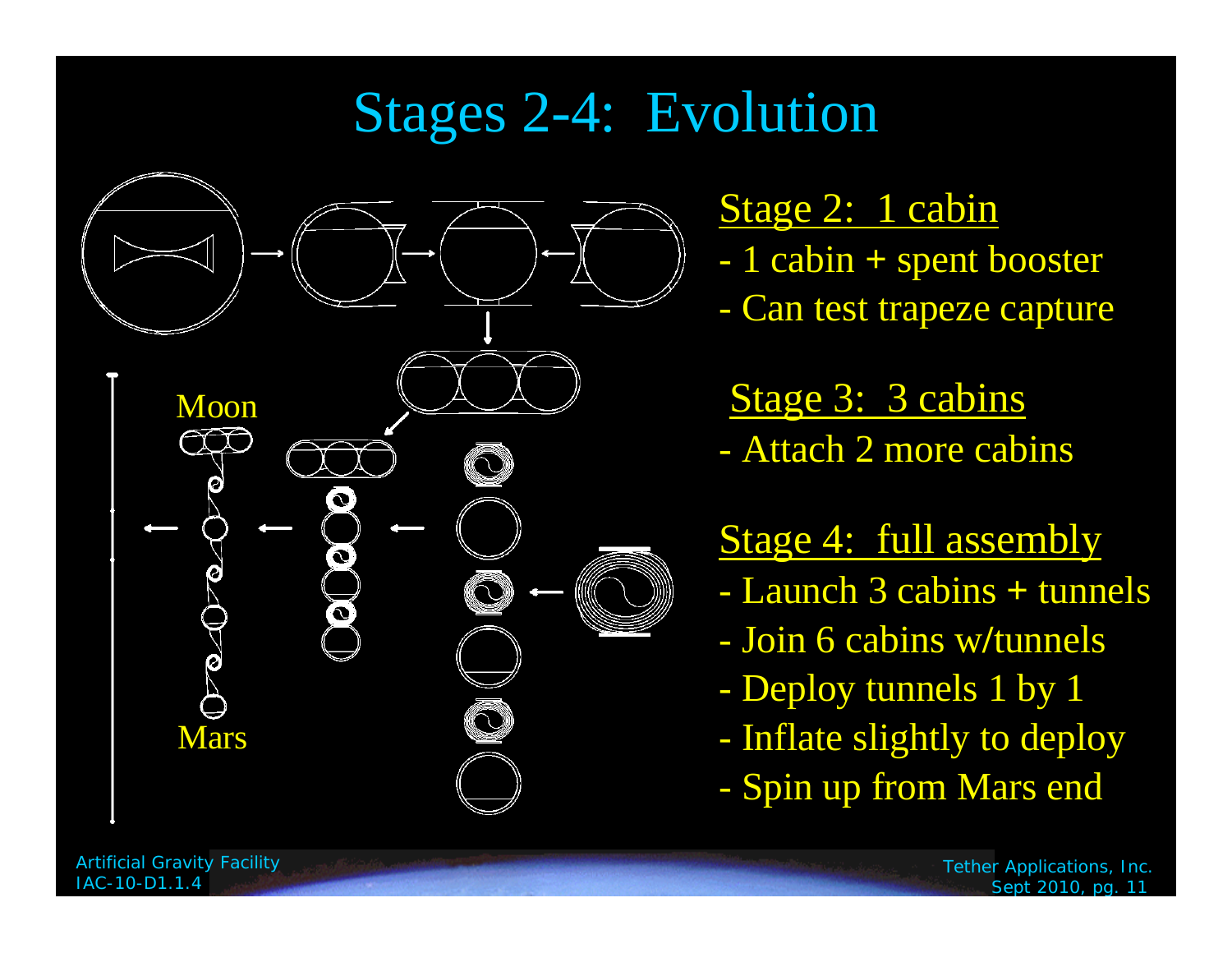# Stages 2-4: Evolution

Moon

Mars

## Stage 2: 1 cabin

- 1 cabin + spent booster
- Can test trapeze capture

## Stage 3: 3 cabins

- Attach 2 more cabins

## Stage 4: full assembly

- Launch 3 cabins + tunnels
- Join 6 cabins w/tunnels
- Deploy tunnels 1 by 1
- Inflate slightly to deploy
- Spin up from Mars end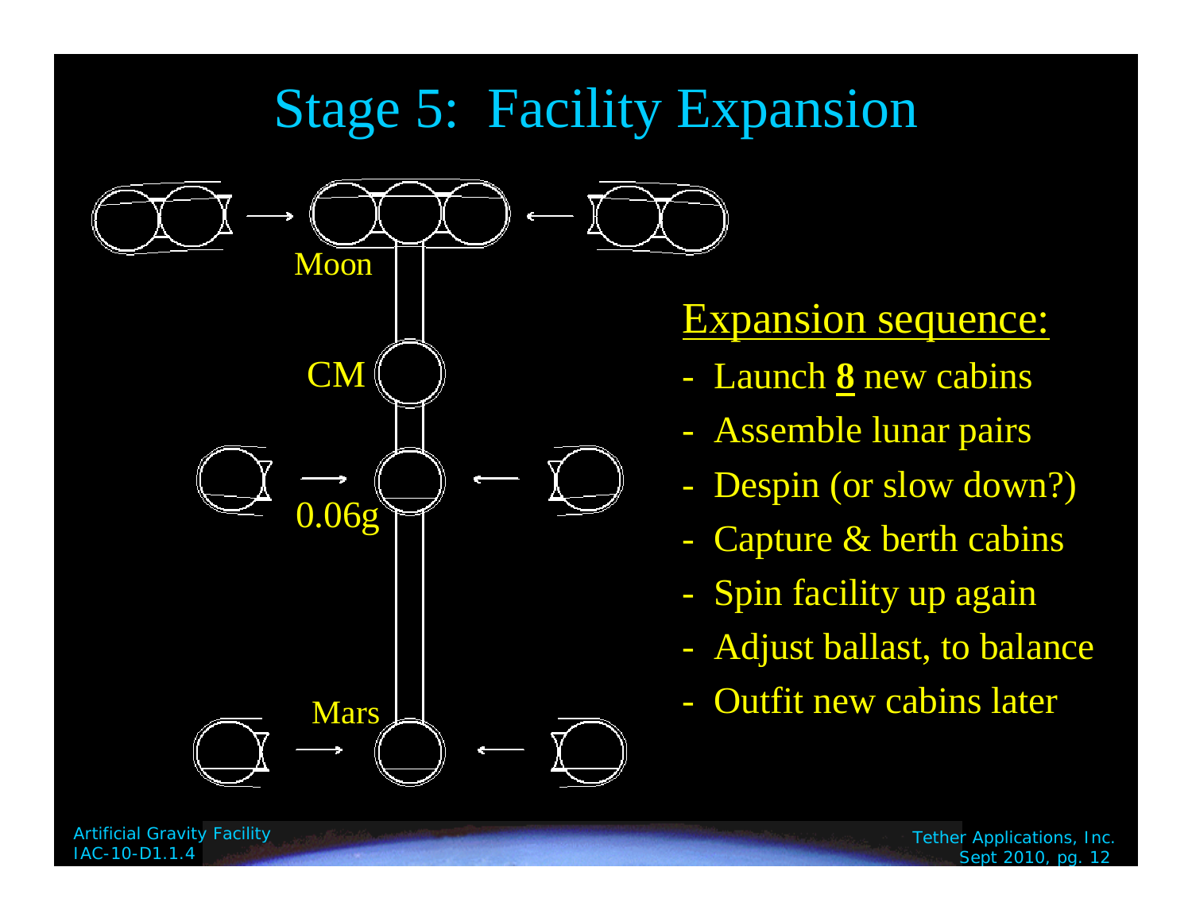# Stage 5: Facility Expansion

Moon

CM

0.06g

Mars

Expansion sequence:

- Launch **8** new cabins
- Assemble lunar pairs
- Despin (or slow down?)
- Capture & berth cabins
- Spin facility up again
- Adjust ballast, to balance
- Outfit new cabins later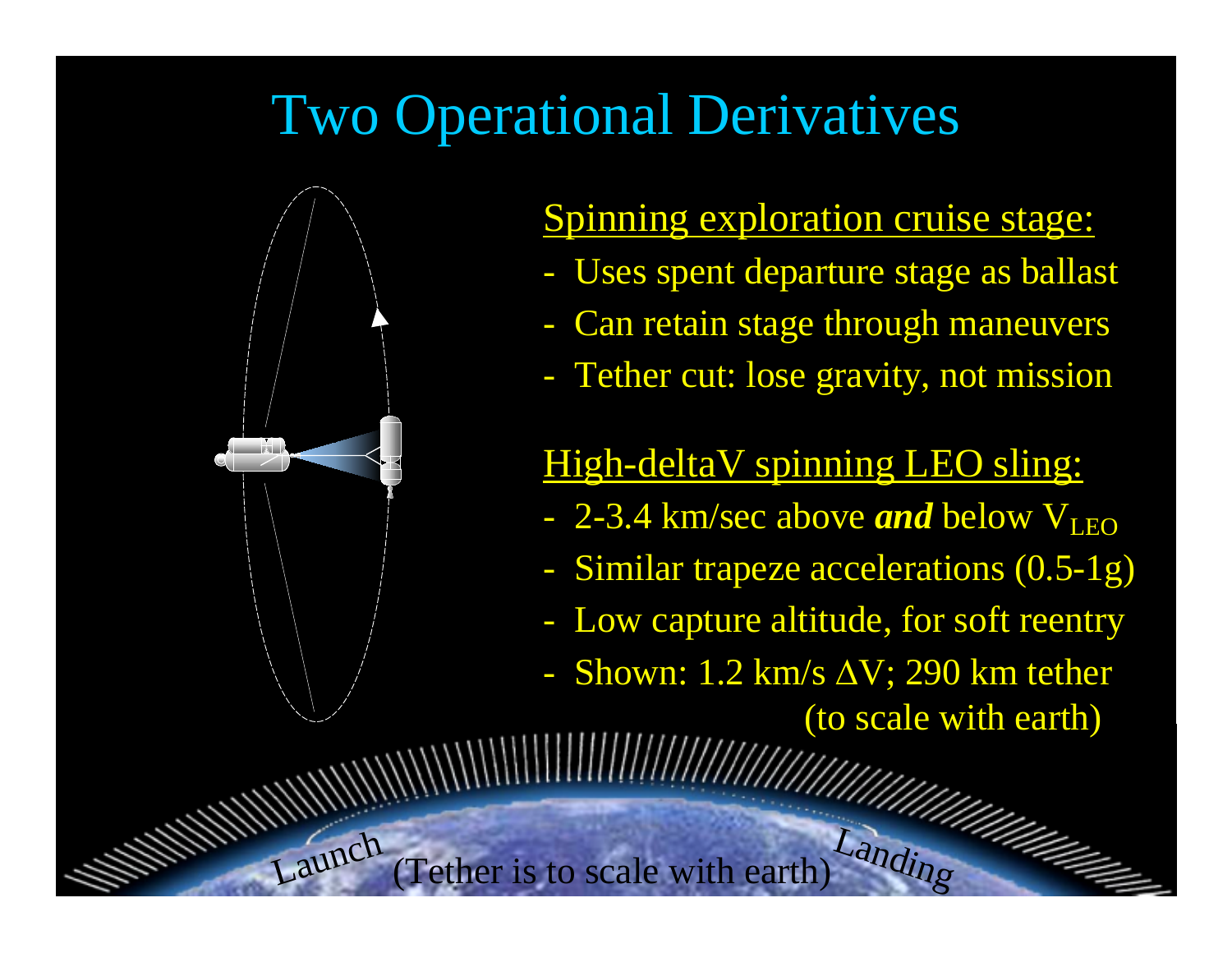# Two Operational Derivatives

Spinning exploration cruise stage:

- Uses spent departure stage as ballast
- Can retain stage through maneuvers
- Tether cut: lose gravity, not mission

High-deltaV spinning LEO sling:

- 2-3.4 km/sec above ***and*** below $V_{LEO}$
- Similar trapeze accelerations (0.5-1g)
- Low capture altitude, for soft reentry
- Shown: 1.2 km/s $\Delta$V; 290 km tether (to scale with earth)

Launch (Tether is to scale with earth) Landing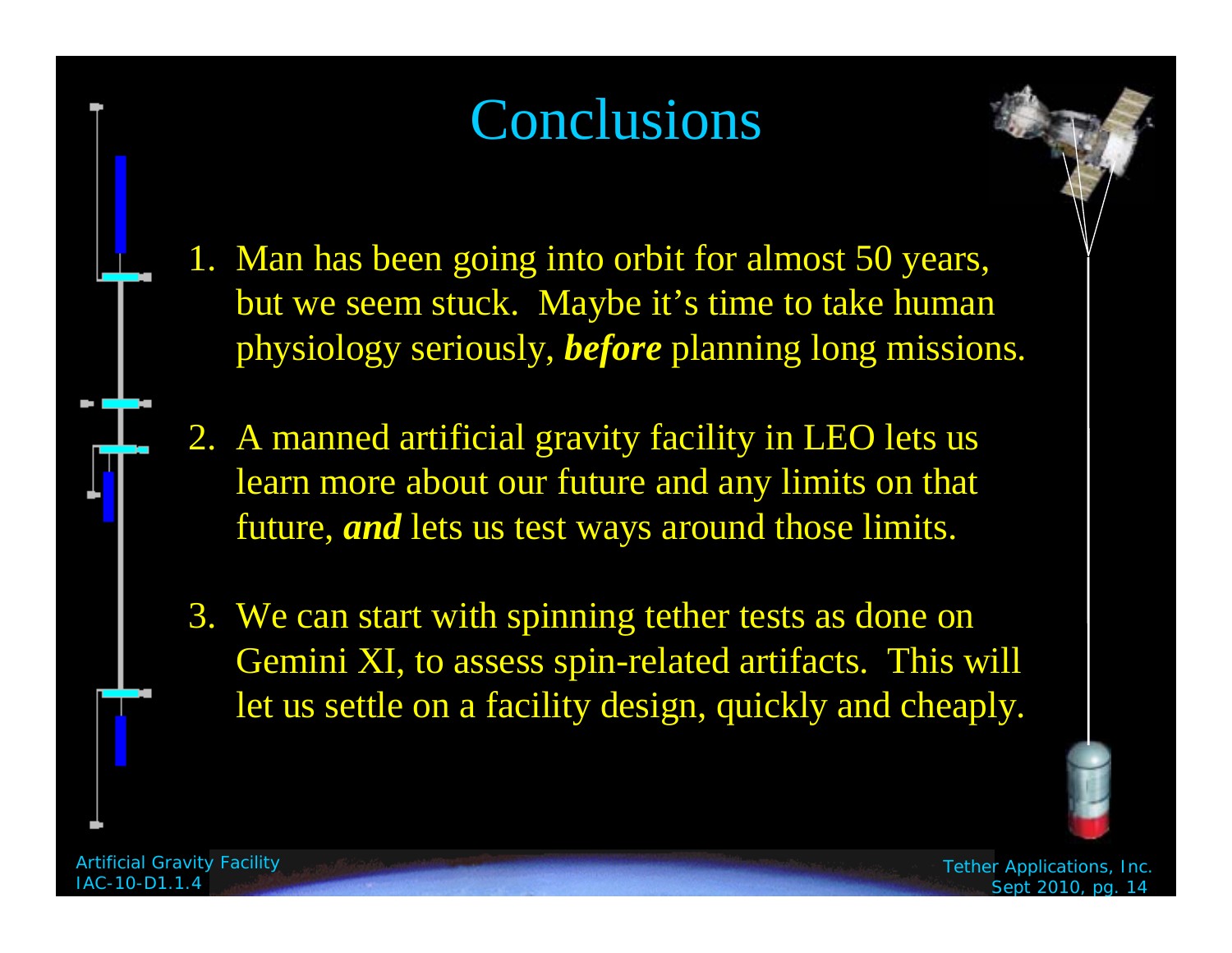# Conclusions

1. Man has been going into orbit for almost 50 years, but we seem stuck. Maybe it's time to take human physiology seriously, ***before*** planning long missions.

2. A manned artificial gravity facility in LEO lets us learn more about our future and any limits on that future, ***and*** lets us test ways around those limits.

3. We can start with spinning tether tests as done on Gemini XI, to assess spin-related artifacts. This will let us settle on a facility design, quickly and cheaply.